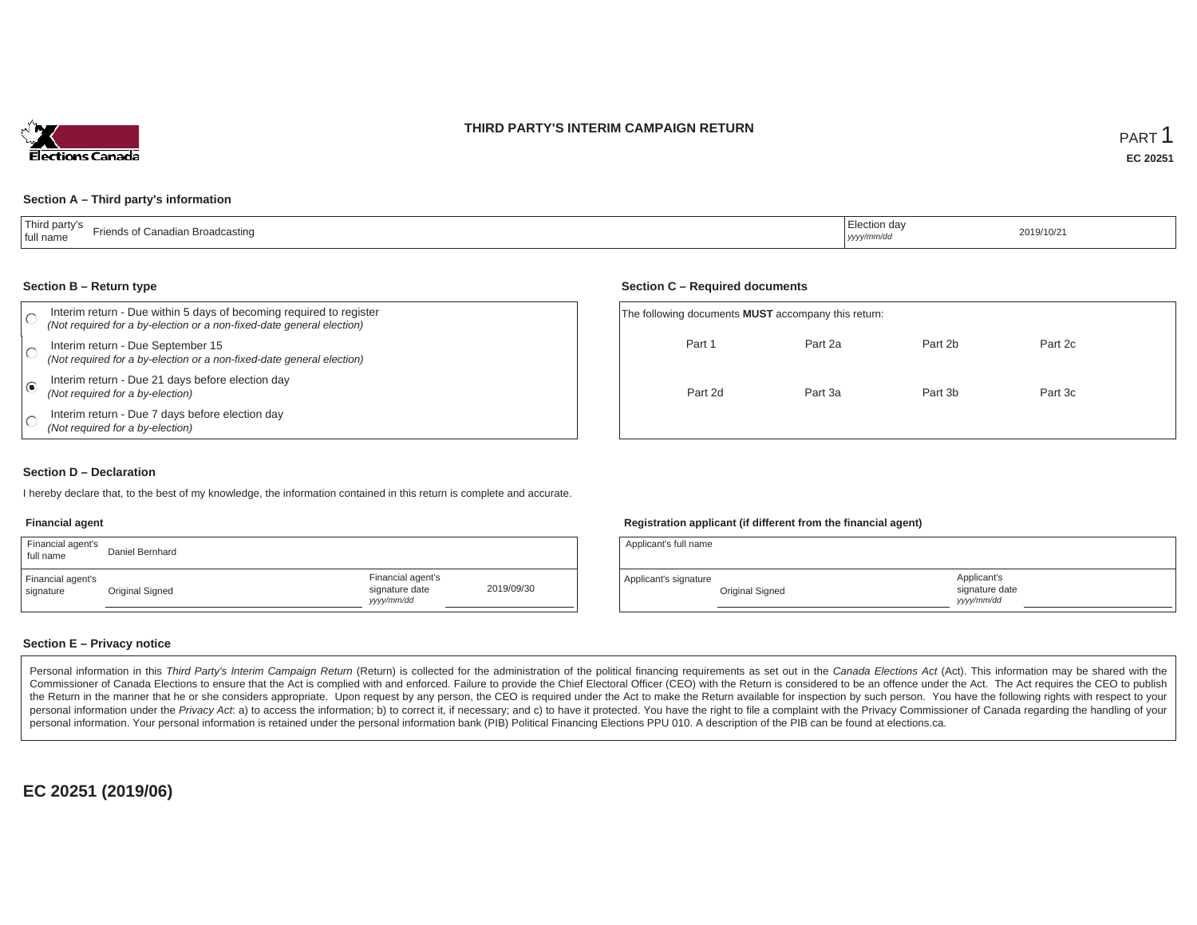Elections Canada

# THIRD PARTY'S INTERIM CAMPAIGN RETURN

PART 1

**EC 20251**

### Section A – Third party's information

| Third party's full name | Friends of Canadian Broadcasting | Election day *yyyy/mm/dd* | 2019/10/21 |
|---|---|---|---|

### Section B – Return type

- ○ Interim return - Due within 5 days of becoming required to register *(Not required for a by-election or a non-fixed-date general election)*
- ○ Interim return - Due September 15 *(Not required for a by-election or a non-fixed-date general election)*
- ◉ Interim return - Due 21 days before election day *(Not required for a by-election)*
- ○ Interim return - Due 7 days before election day *(Not required for a by-election)*

### Section C – Required documents

The following documents **MUST** accompany this return:

| Part 1 | Part 2a | Part 2b | Part 2c |
|---|---|---|---|
| Part 2d | Part 3a | Part 3b | Part 3c |

### Section D – Declaration

I hereby declare that, to the best of my knowledge, the information contained in this return is complete and accurate.

**Financial agent**

| Financial agent's full name | Daniel Bernhard | | |
|---|---|---|---|
| Financial agent's signature | Original Signed | Financial agent's signature date *yyyy/mm/dd* | 2019/09/30 |

**Registration applicant (if different from the financial agent)**

| Applicant's full name | | | |
|---|---|---|---|
| Applicant's signature | Original Signed | Applicant's signature date *yyyy/mm/dd* | |

### Section E – Privacy notice

Personal information in this *Third Party's Interim Campaign Return* (Return) is collected for the administration of the political financing requirements as set out in the *Canada Elections Act* (Act). This information may be shared with the Commissioner of Canada Elections to ensure that the Act is complied with and enforced. Failure to provide the Chief Electoral Officer (CEO) with the Return is considered to be an offence under the Act. The Act requires the CEO to publish the Return in the manner that he or she considers appropriate. Upon request by any person, the CEO is required under the Act to make the Return available for inspection by such person. You have the following rights with respect to your personal information under the *Privacy Act*: a) to access the information; b) to correct it, if necessary; and c) to have it protected. You have the right to file a complaint with the Privacy Commissioner of Canada regarding the handling of your personal information. Your personal information is retained under the personal information bank (PIB) Political Financing Elections PPU 010. A description of the PIB can be found at elections.ca.

**EC 20251 (2019/06)**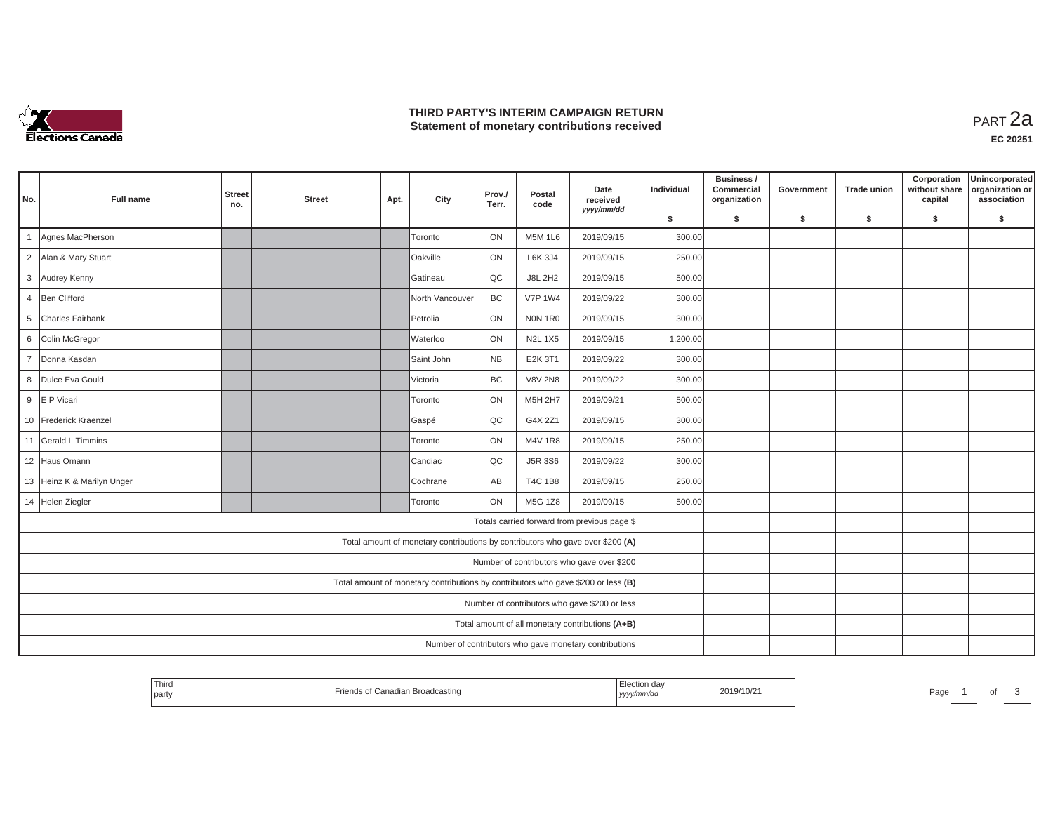# THIRD PARTY'S INTERIM CAMPAIGN RETURN
## Statement of monetary contributions received

PART 2a

EC 20251

| No. | Full name | Street no. | Street | Apt. | City | Prov./ Terr. | Postal code | Date received yyyy/mm/dd | Individual $ | Business / Commercial organization $ | Government $ | Trade union $ | Corporation without share capital $ | Unincorporated organization or association $ |
|---|---|---|---|---|---|---|---|---|---|---|---|---|---|---|
| 1 | Agnes MacPherson | | | | Toronto | ON | M5M 1L6 | 2019/09/15 | 300.00 | | | | | |
| 2 | Alan & Mary Stuart | | | | Oakville | ON | L6K 3J4 | 2019/09/15 | 250.00 | | | | | |
| 3 | Audrey Kenny | | | | Gatineau | QC | J8L 2H2 | 2019/09/15 | 500.00 | | | | | |
| 4 | Ben Clifford | | | | North Vancouver | BC | V7P 1W4 | 2019/09/22 | 300.00 | | | | | |
| 5 | Charles Fairbank | | | | Petrolia | ON | N0N 1R0 | 2019/09/15 | 300.00 | | | | | |
| 6 | Colin McGregor | | | | Waterloo | ON | N2L 1X5 | 2019/09/15 | 1,200.00 | | | | | |
| 7 | Donna Kasdan | | | | Saint John | NB | E2K 3T1 | 2019/09/22 | 300.00 | | | | | |
| 8 | Dulce Eva Gould | | | | Victoria | BC | V8V 2N8 | 2019/09/22 | 300.00 | | | | | |
| 9 | E P Vicari | | | | Toronto | ON | M5H 2H7 | 2019/09/21 | 500.00 | | | | | |
| 10 | Frederick Kraenzel | | | | Gaspé | QC | G4X 2Z1 | 2019/09/15 | 300.00 | | | | | |
| 11 | Gerald L Timmins | | | | Toronto | ON | M4V 1R8 | 2019/09/15 | 250.00 | | | | | |
| 12 | Haus Omann | | | | Candiac | QC | J5R 3S6 | 2019/09/22 | 300.00 | | | | | |
| 13 | Heinz K & Marilyn Unger | | | | Cochrane | AB | T4C 1B8 | 2019/09/15 | 250.00 | | | | | |
| 14 | Helen Ziegler | | | | Toronto | ON | M5G 1Z8 | 2019/09/15 | 500.00 | | | | | |
| | Totals carried forward from previous page $ | | | | | | | | | | | | | |
| | Total amount of monetary contributions by contributors who gave over $200 (A) | | | | | | | | | | | | | |
| | Number of contributors who gave over $200 | | | | | | | | | | | | | |
| | Total amount of monetary contributions by contributors who gave $200 or less (B) | | | | | | | | | | | | | |
| | Number of contributors who gave $200 or less | | | | | | | | | | | | | |
| | Total amount of all monetary contributions (A+B) | | | | | | | | | | | | | |
| | Number of contributors who gave monetary contributions | | | | | | | | | | | | | |

| Third party | Friends of Canadian Broadcasting | Election day yyyy/mm/dd | 2019/10/21 |
|---|---|---|---|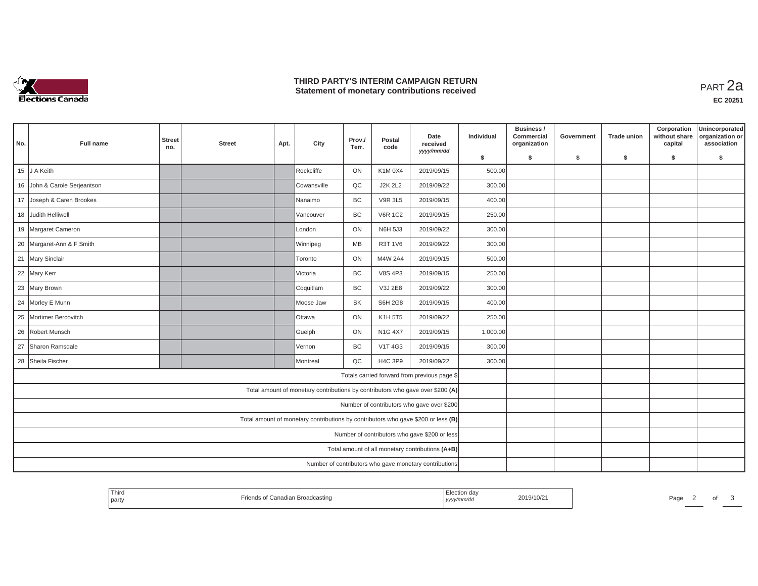# THIRD PARTY'S INTERIM CAMPAIGN RETURN
## Statement of monetary contributions received

PART 2a

EC 20251

| No. | Full name | Street no. | Street | Apt. | City | Prov./ Terr. | Postal code | Date received yyyy/mm/dd | Individual $ | Business / Commercial organization $ | Government $ | Trade union $ | Corporation without share capital $ | Unincorporated organization or association $ |
|---|---|---|---|---|---|---|---|---|---|---|---|---|---|---|
| 15 | J A Keith | | | | Rockcliffe | ON | K1M 0X4 | 2019/09/15 | 500.00 | | | | | |
| 16 | John & Carole Serjeantson | | | | Cowansville | QC | J2K 2L2 | 2019/09/22 | 300.00 | | | | | |
| 17 | Joseph & Caren Brookes | | | | Nanaimo | BC | V9R 3L5 | 2019/09/15 | 400.00 | | | | | |
| 18 | Judith Helliwell | | | | Vancouver | BC | V6R 1C2 | 2019/09/15 | 250.00 | | | | | |
| 19 | Margaret Cameron | | | | London | ON | N6H 5J3 | 2019/09/22 | 300.00 | | | | | |
| 20 | Margaret-Ann & F Smith | | | | Winnipeg | MB | R3T 1V6 | 2019/09/22 | 300.00 | | | | | |
| 21 | Mary Sinclair | | | | Toronto | ON | M4W 2A4 | 2019/09/15 | 500.00 | | | | | |
| 22 | Mary Kerr | | | | Victoria | BC | V8S 4P3 | 2019/09/15 | 250.00 | | | | | |
| 23 | Mary Brown | | | | Coquitlam | BC | V3J 2E8 | 2019/09/22 | 300.00 | | | | | |
| 24 | Morley E Munn | | | | Moose Jaw | SK | S6H 2G8 | 2019/09/15 | 400.00 | | | | | |
| 25 | Mortimer Bercovitch | | | | Ottawa | ON | K1H 5T5 | 2019/09/22 | 250.00 | | | | | |
| 26 | Robert Munsch | | | | Guelph | ON | N1G 4X7 | 2019/09/15 | 1,000.00 | | | | | |
| 27 | Sharon Ramsdale | | | | Vernon | BC | V1T 4G3 | 2019/09/15 | 300.00 | | | | | |
| 28 | Sheila Fischer | | | | Montreal | QC | H4C 3P9 | 2019/09/22 | 300.00 | | | | | |
| | Totals carried forward from previous page $ | | | | | | | | | | | | | |
| | Total amount of monetary contributions by contributors who gave over $200 (A) | | | | | | | | | | | | | |
| | Number of contributors who gave over $200 | | | | | | | | | | | | | |
| | Total amount of monetary contributions by contributors who gave $200 or less (B) | | | | | | | | | | | | | |
| | Number of contributors who gave $200 or less | | | | | | | | | | | | | |
| | Total amount of all monetary contributions (A+B) | | | | | | | | | | | | | |
| | Number of contributors who gave monetary contributions | | | | | | | | | | | | | |

| Third party | Friends of Canadian Broadcasting | Election day yyyy/mm/dd | 2019/10/21 |
|---|---|---|---|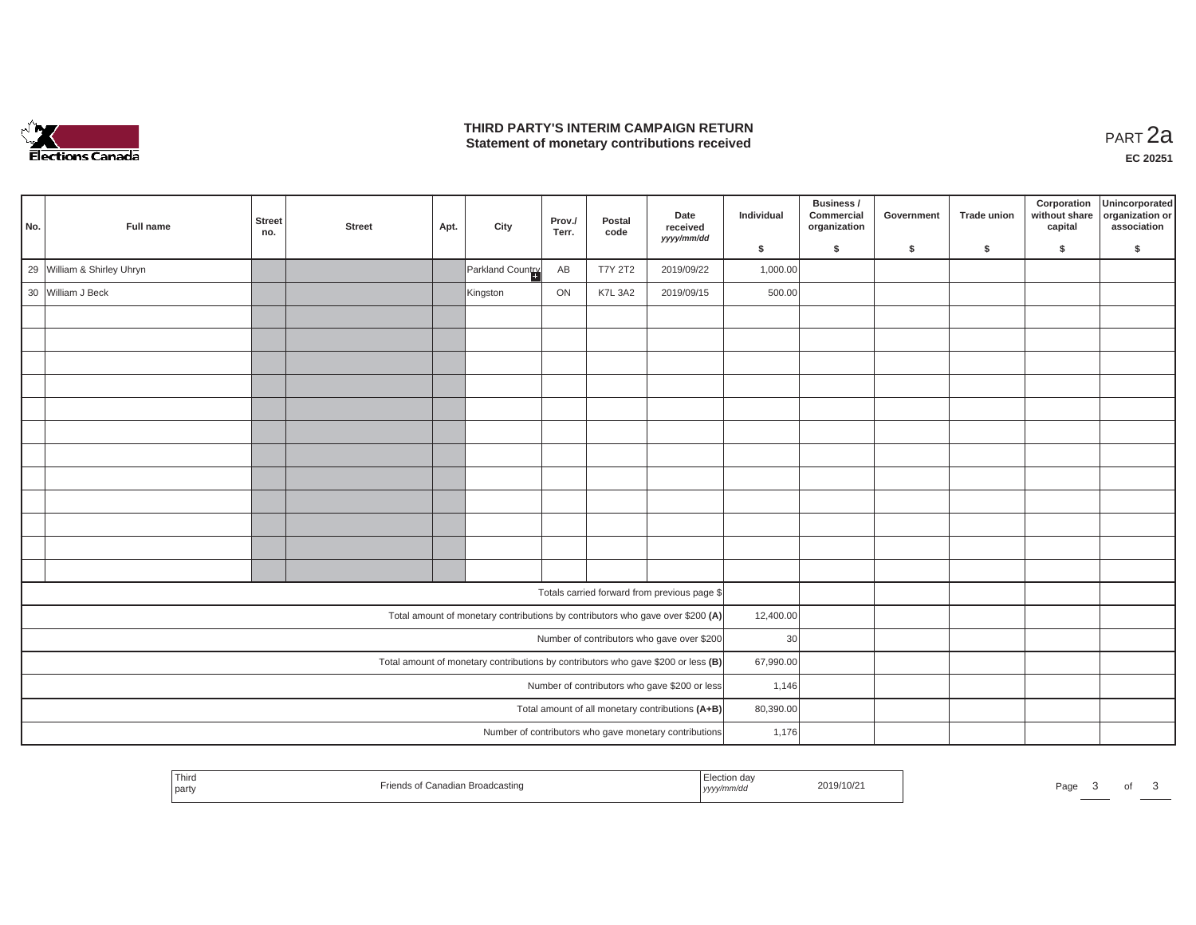# THIRD PARTY'S INTERIM CAMPAIGN RETURN
## Statement of monetary contributions received

PART 2a

**EC 20251**

| No. | Full name | Street no. | Street | Apt. | City | Prov./ Terr. | Postal code | Date received yyyy/mm/dd | Individual $ | Business / Commercial organization $ | Government $ | Trade union $ | Corporation without share capital $ | Unincorporated organization or association $ |
|---|---|---|---|---|---|---|---|---|---|---|---|---|---|---|
| 29 | William & Shirley Uhryn | | | | Parkland Country | AB | T7Y 2T2 | 2019/09/22 | 1,000.00 | | | | | |
| 30 | William J Beck | | | | Kingston | ON | K7L 3A2 | 2019/09/15 | 500.00 | | | | | |
| | | | | | | | | | | | | | | |
| | | | | | | | | | | | | | | |
| | | | | | | | | | | | | | | |
| | | | | | | | | | | | | | | |
| | | | | | | | | | | | | | | |
| | | | | | | | | | | | | | | |
| | | | | | | | | | | | | | | |
| | | | | | | | | | | | | | | |
| | | | | | | | | | | | | | | |
| | | | | | | | | | | | | | | |
| | | | | | | | | | | | | | | |
| | | | | | | | | | | | | | | |
| | Totals carried forward from previous page $ | | | | | | | | | | | | | |
| | Total amount of monetary contributions by contributors who gave over $200 (A) | | | | | | | | 12,400.00 | | | | | |
| | Number of contributors who gave over $200 | | | | | | | | 30 | | | | | |
| | Total amount of monetary contributions by contributors who gave $200 or less (B) | | | | | | | | 67,990.00 | | | | | |
| | Number of contributors who gave $200 or less | | | | | | | | 1,146 | | | | | |
| | Total amount of all monetary contributions (A+B) | | | | | | | | 80,390.00 | | | | | |
| | Number of contributors who gave monetary contributions | | | | | | | | 1,176 | | | | | |

| Third party | Friends of Canadian Broadcasting | Election day yyyy/mm/dd | 2019/10/21 |
|---|---|---|---|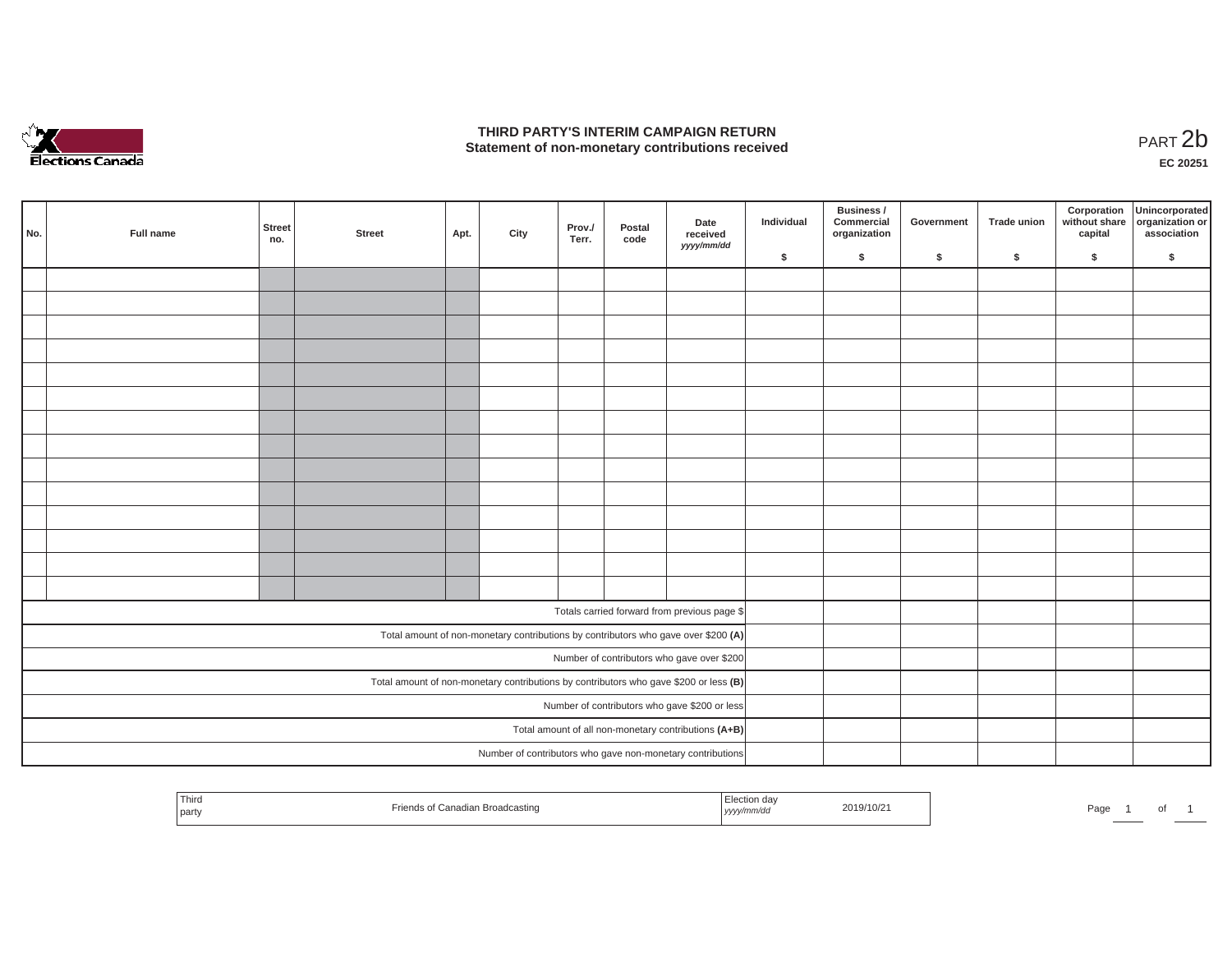# THIRD PARTY'S INTERIM CAMPAIGN RETURN
## Statement of non-monetary contributions received

PART 2b

**EC 20251**

| No. | Full name | Street no. | Street | Apt. | City | Prov./ Terr. | Postal code | Date received *yyyy/mm/dd* | Individual $ | Business / Commercial organization $ | Government $ | Trade union $ | Corporation without share capital $ | Unincorporated organization or association $ |
|---|---|---|---|---|---|---|---|---|---|---|---|---|---|---|
| | | | | | | | | | | | | | | |
| | | | | | | | | | | | | | | |
| | | | | | | | | | | | | | | |
| | | | | | | | | | | | | | | |
| | | | | | | | | | | | | | | |
| | | | | | | | | | | | | | | |
| | | | | | | | | | | | | | | |
| | | | | | | | | | | | | | | |
| | | | | | | | | | | | | | | |
| | | | | | | | | | | | | | | |
| | | | | | | | | | | | | | | |
| | | | | | | | | | | | | | | |
| | | | | | | | | | | | | | | |
| | | | | | | | | | | | | | | |
| Totals carried forward from previous page $ | | | | | | | | | | | | | | |
| Total amount of non-monetary contributions by contributors who gave over $200 **(A)** | | | | | | | | | | | | | | |
| Number of contributors who gave over $200 | | | | | | | | | | | | | | |
| Total amount of non-monetary contributions by contributors who gave $200 or less **(B)** | | | | | | | | | | | | | | |
| Number of contributors who gave $200 or less | | | | | | | | | | | | | | |
| Total amount of all non-monetary contributions **(A+B)** | | | | | | | | | | | | | | |
| Number of contributors who gave non-monetary contributions | | | | | | | | | | | | | | |

| Third party | Friends of Canadian Broadcasting | Election day *yyyy/mm/dd* | 2019/10/21 |
|---|---|---|---|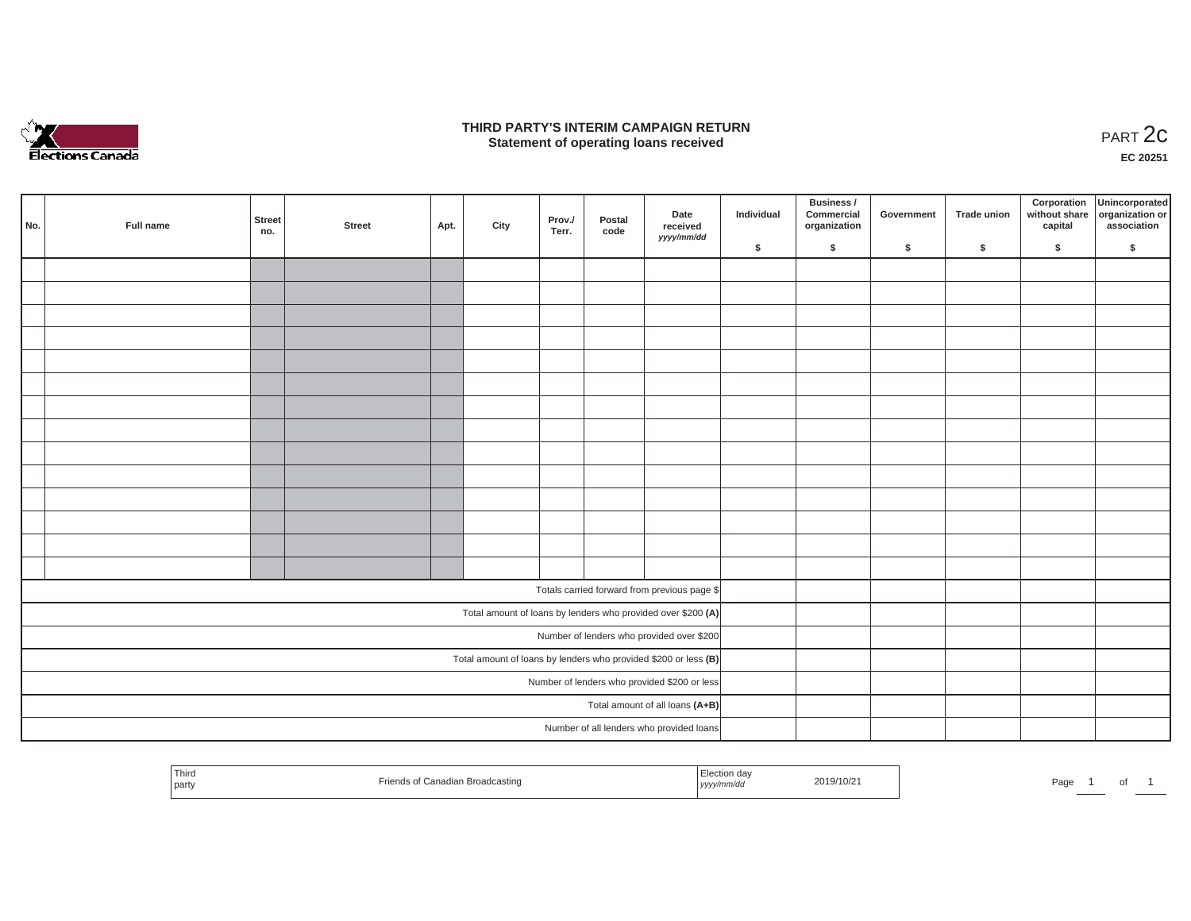# THIRD PARTY'S INTERIM CAMPAIGN RETURN
## Statement of operating loans received

PART 2c

**EC 20251**

| No. | Full name | Street no. | Street | Apt. | City | Prov./ Terr. | Postal code | Date received *yyyy/mm/dd* | Individual $ | Business / Commercial organization $ | Government $ | Trade union $ | Corporation without share capital $ | Unincorporated organization or association $ |
|---|---|---|---|---|---|---|---|---|---|---|---|---|---|---|
| | | | | | | | | | | | | | | |
| | | | | | | | | | | | | | | |
| | | | | | | | | | | | | | | |
| | | | | | | | | | | | | | | |
| | | | | | | | | | | | | | | |
| | | | | | | | | | | | | | | |
| | | | | | | | | | | | | | | |
| | | | | | | | | | | | | | | |
| | | | | | | | | | | | | | | |
| | | | | | | | | | | | | | | |
| | | | | | | | | | | | | | | |
| | | | | | | | | | | | | | | |
| | | | | | | | | | | | | | | |
| | | | | | | | | | | | | | | |
| Totals carried forward from previous page $ | | | | | | | | | | | | | | |
| Total amount of loans by lenders who provided over $200 **(A)** | | | | | | | | | | | | | | |
| Number of lenders who provided over $200 | | | | | | | | | | | | | | |
| Total amount of loans by lenders who provided $200 or less **(B)** | | | | | | | | | | | | | | |
| Number of lenders who provided $200 or less | | | | | | | | | | | | | | |
| Total amount of all loans **(A+B)** | | | | | | | | | | | | | | |
| Number of all lenders who provided loans | | | | | | | | | | | | | | |

| Third party | Friends of Canadian Broadcasting | Election day *yyyy/mm/dd* | 2019/10/21 |
|---|---|---|---|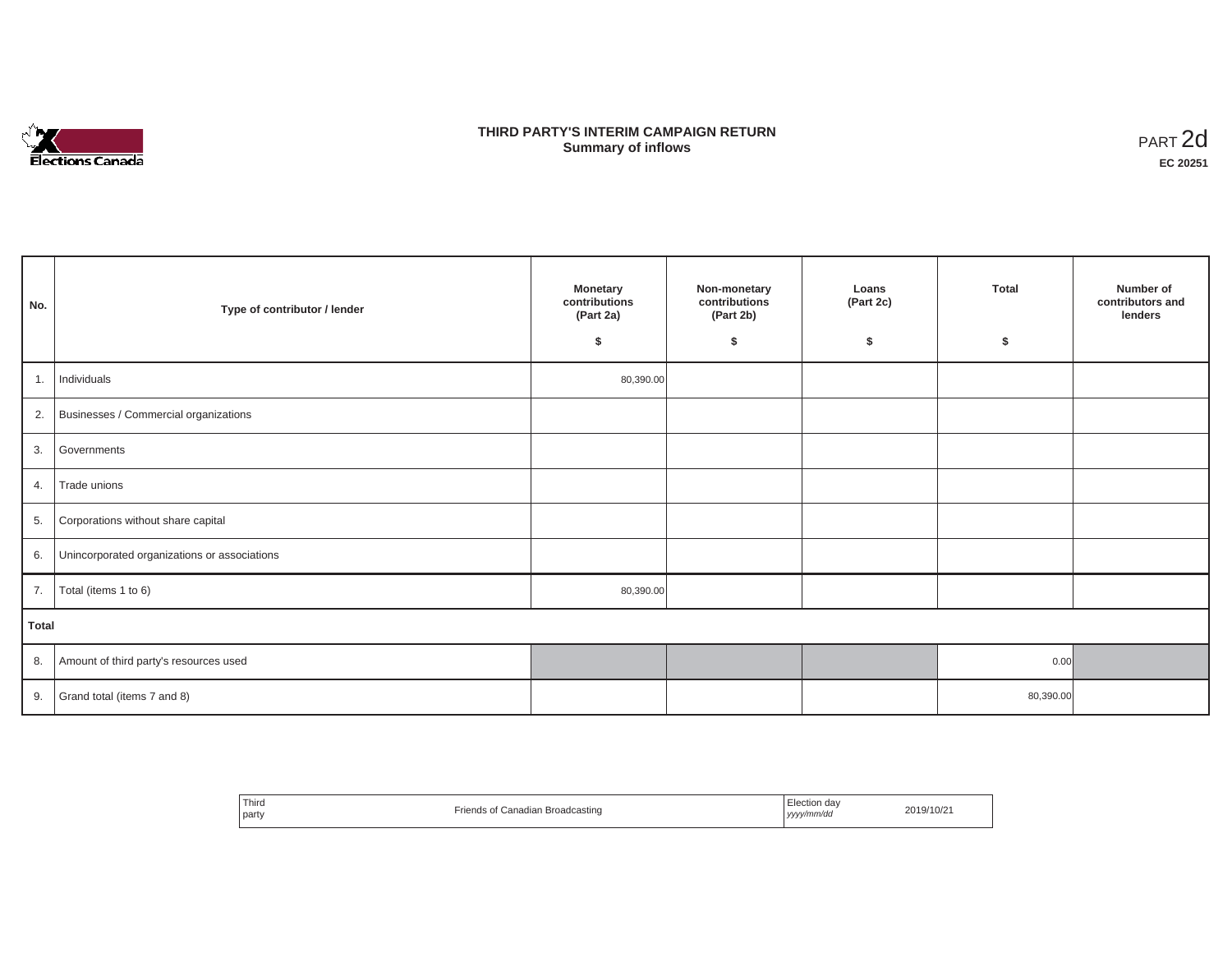# THIRD PARTY'S INTERIM CAMPAIGN RETURN
## Summary of inflows

PART 2d

**EC 20251**

| No. | Type of contributor / lender | Monetary contributions (Part 2a) $ | Non-monetary contributions (Part 2b) $ | Loans (Part 2c) $ | Total $ | Number of contributors and lenders |
|---|---|---|---|---|---|---|
| 1. | Individuals | 80,390.00 | | | | |
| 2. | Businesses / Commercial organizations | | | | | |
| 3. | Governments | | | | | |
| 4. | Trade unions | | | | | |
| 5. | Corporations without share capital | | | | | |
| 6. | Unincorporated organizations or associations | | | | | |
| 7. | Total (items 1 to 6) | 80,390.00 | | | | |
| **Total** | | | | | | |
| 8. | Amount of third party's resources used | | | | 0.00 | |
| 9. | Grand total (items 7 and 8) | | | | 80,390.00 | |

| Third party | Friends of Canadian Broadcasting | Election day *yyyy/mm/dd* | 2019/10/21 |
|---|---|---|---|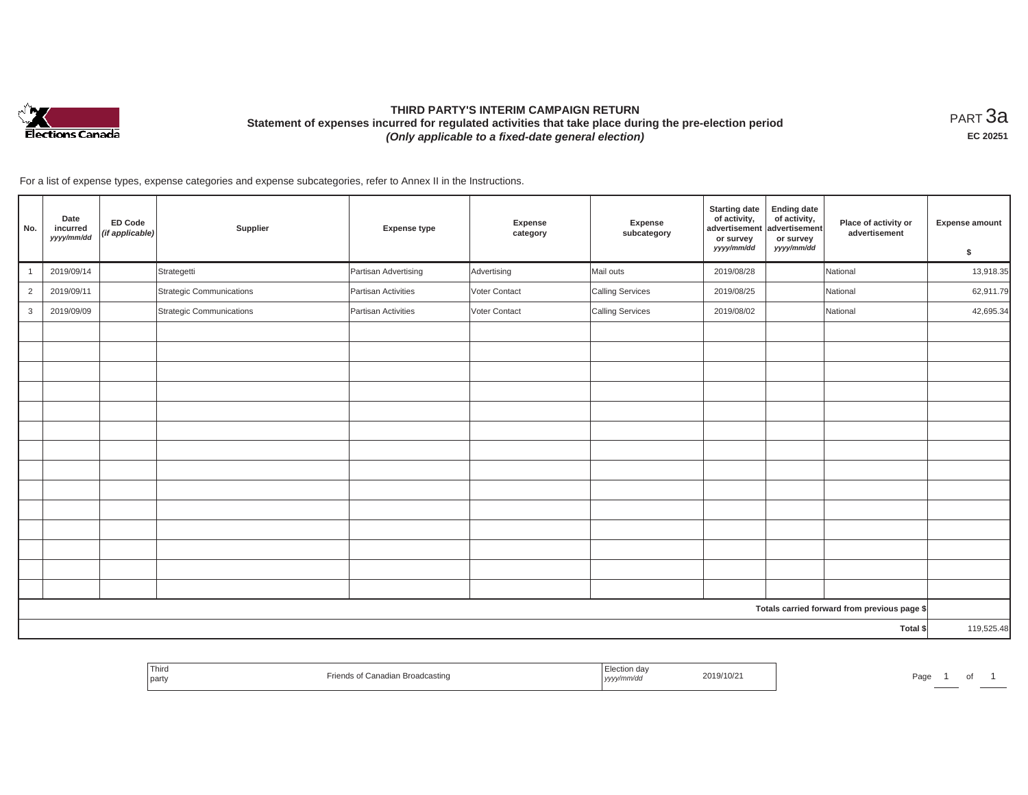# THIRD PARTY'S INTERIM CAMPAIGN RETURN

## Statement of expenses incurred for regulated activities that take place during the pre-election period

***(Only applicable to a fixed-date general election)***

PART 3a

**EC 20251**

For a list of expense types, expense categories and expense subcategories, refer to Annex II in the Instructions.

| No. | Date incurred *yyyy/mm/dd* | ED Code *(if applicable)* | Supplier | Expense type | Expense category | Expense subcategory | Starting date of activity, advertisement or survey *yyyy/mm/dd* | Ending date of activity, advertisement or survey *yyyy/mm/dd* | Place of activity or advertisement | Expense amount $ |
|---|---|---|---|---|---|---|---|---|---|---|
| 1 | 2019/09/14 | | Strategetti | Partisan Advertising | Advertising | Mail outs | 2019/08/28 | | National | 13,918.35 |
| 2 | 2019/09/11 | | Strategic Communications | Partisan Activities | Voter Contact | Calling Services | 2019/08/25 | | National | 62,911.79 |
| 3 | 2019/09/09 | | Strategic Communications | Partisan Activities | Voter Contact | Calling Services | 2019/08/02 | | National | 42,695.34 |
| | | | | | | | | | | |
| | | | | | | | | | | |
| | | | | | | | | | | |
| | | | | | | | | | | |
| | | | | | | | | | | |
| | | | | | | | | | | |
| | | | | | | | | | | |
| | | | | | | | | | | |
| | | | | | | | | | | |
| | | | | | | | | | | |
| | | | | | | | | | | |
| | | | | | | | | | | |
| | | | | | | | | | | |
| | | | | | | | | | | |
| | | | | | | | | | Totals carried forward from previous page $ | |
| | | | | | | | | | Total $ | 119,525.48 |

| Third party | Friends of Canadian Broadcasting | Election day *yyyy/mm/dd* | 2019/10/21 |
|---|---|---|---|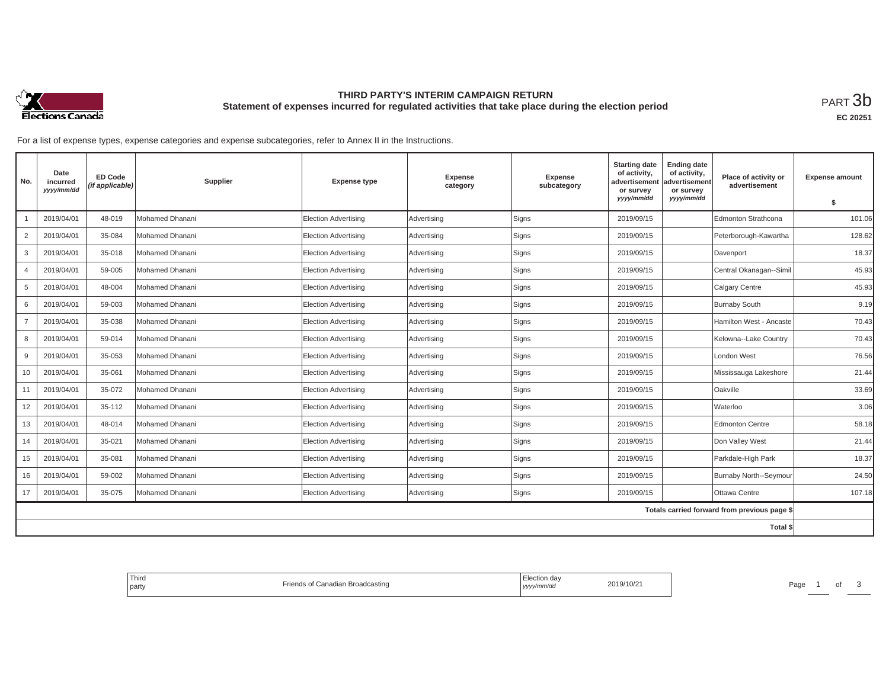**THIRD PARTY'S INTERIM CAMPAIGN RETURN**
**Statement of expenses incurred for regulated activities that take place during the election period**

PART 3b

**EC 20251**

For a list of expense types, expense categories and expense subcategories, refer to Annex II in the Instructions.

| No. | Date incurred *yyyy/mm/dd* | ED Code *(if applicable)* | Supplier | Expense type | Expense category | Expense subcategory | Starting date of activity, advertisement or survey *yyyy/mm/dd* | Ending date of activity, advertisement or survey *yyyy/mm/dd* | Place of activity or advertisement | Expense amount $ |
|---|---|---|---|---|---|---|---|---|---|---|
| 1 | 2019/04/01 | 48-019 | Mohamed Dhanani | Election Advertising | Advertising | Signs | 2019/09/15 | | Edmonton Strathcona | 101.06 |
| 2 | 2019/04/01 | 35-084 | Mohamed Dhanani | Election Advertising | Advertising | Signs | 2019/09/15 | | Peterborough-Kawartha | 128.62 |
| 3 | 2019/04/01 | 35-018 | Mohamed Dhanani | Election Advertising | Advertising | Signs | 2019/09/15 | | Davenport | 18.37 |
| 4 | 2019/04/01 | 59-005 | Mohamed Dhanani | Election Advertising | Advertising | Signs | 2019/09/15 | | Central Okanagan--Simil | 45.93 |
| 5 | 2019/04/01 | 48-004 | Mohamed Dhanani | Election Advertising | Advertising | Signs | 2019/09/15 | | Calgary Centre | 45.93 |
| 6 | 2019/04/01 | 59-003 | Mohamed Dhanani | Election Advertising | Advertising | Signs | 2019/09/15 | | Burnaby South | 9.19 |
| 7 | 2019/04/01 | 35-038 | Mohamed Dhanani | Election Advertising | Advertising | Signs | 2019/09/15 | | Hamilton West - Ancaste | 70.43 |
| 8 | 2019/04/01 | 59-014 | Mohamed Dhanani | Election Advertising | Advertising | Signs | 2019/09/15 | | Kelowna--Lake Country | 70.43 |
| 9 | 2019/04/01 | 35-053 | Mohamed Dhanani | Election Advertising | Advertising | Signs | 2019/09/15 | | London West | 76.56 |
| 10 | 2019/04/01 | 35-061 | Mohamed Dhanani | Election Advertising | Advertising | Signs | 2019/09/15 | | Mississauga Lakeshore | 21.44 |
| 11 | 2019/04/01 | 35-072 | Mohamed Dhanani | Election Advertising | Advertising | Signs | 2019/09/15 | | Oakville | 33.69 |
| 12 | 2019/04/01 | 35-112 | Mohamed Dhanani | Election Advertising | Advertising | Signs | 2019/09/15 | | Waterloo | 3.06 |
| 13 | 2019/04/01 | 48-014 | Mohamed Dhanani | Election Advertising | Advertising | Signs | 2019/09/15 | | Edmonton Centre | 58.18 |
| 14 | 2019/04/01 | 35-021 | Mohamed Dhanani | Election Advertising | Advertising | Signs | 2019/09/15 | | Don Valley West | 21.44 |
| 15 | 2019/04/01 | 35-081 | Mohamed Dhanani | Election Advertising | Advertising | Signs | 2019/09/15 | | Parkdale-High Park | 18.37 |
| 16 | 2019/04/01 | 59-002 | Mohamed Dhanani | Election Advertising | Advertising | Signs | 2019/09/15 | | Burnaby North--Seymour | 24.50 |
| 17 | 2019/04/01 | 35-075 | Mohamed Dhanani | Election Advertising | Advertising | Signs | 2019/09/15 | | Ottawa Centre | 107.18 |
| | | | | | | | | | Totals carried forward from previous page $ | |
| | | | | | | | | | Total $ | |

| Third party | Friends of Canadian Broadcasting | Election day *yyyy/mm/dd* | 2019/10/21 |
|---|---|---|---|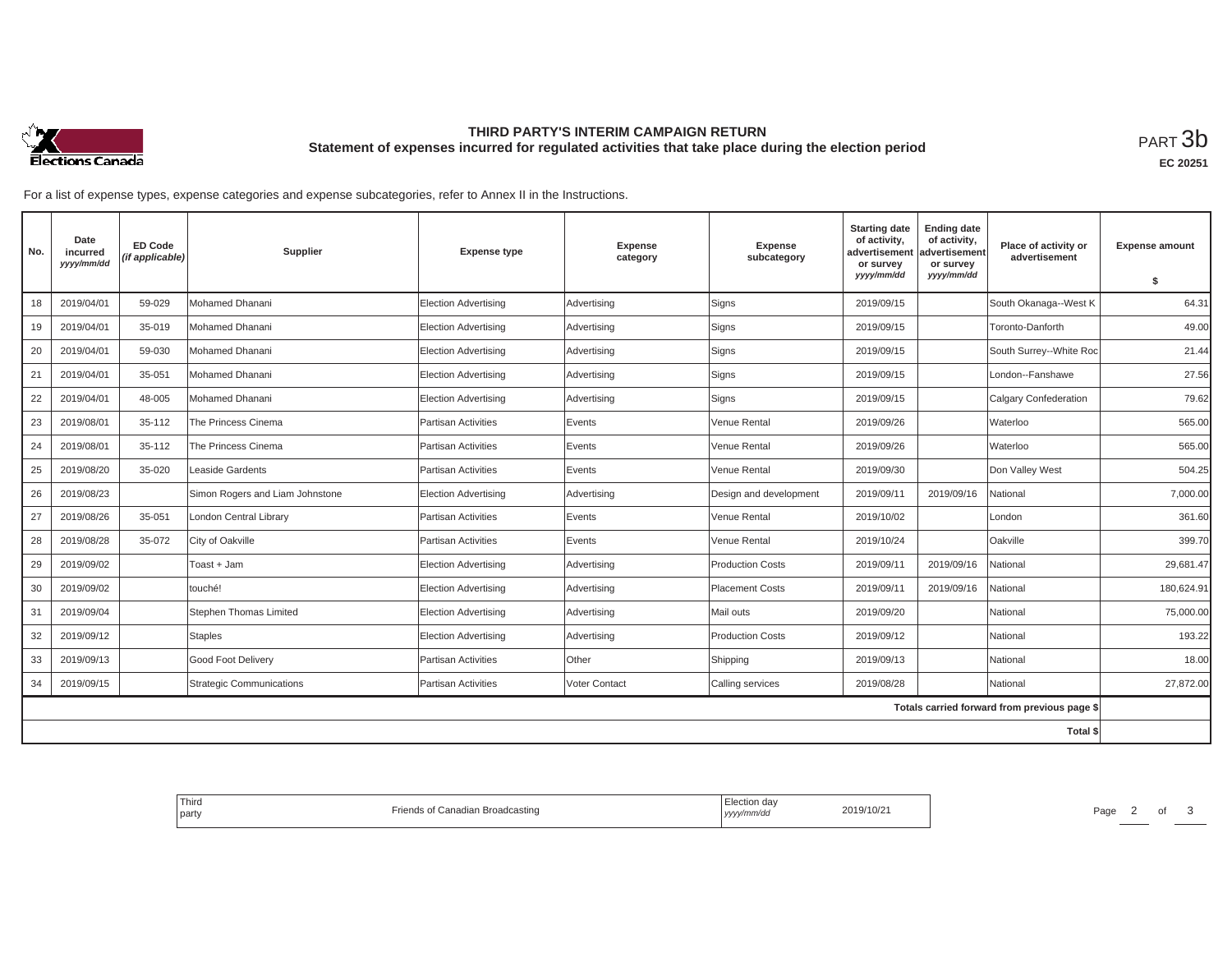# THIRD PARTY'S INTERIM CAMPAIGN RETURN

## Statement of expenses incurred for regulated activities that take place during the election period

PART 3b

**EC 20251**

For a list of expense types, expense categories and expense subcategories, refer to Annex II in the Instructions.

| No. | Date incurred *yyyy/mm/dd* | ED Code *(if applicable)* | Supplier | Expense type | Expense category | Expense subcategory | Starting date of activity, advertisement or survey *yyyy/mm/dd* | Ending date of activity, advertisement or survey *yyyy/mm/dd* | Place of activity or advertisement | Expense amount $ |
|---|---|---|---|---|---|---|---|---|---|---|
| 18 | 2019/04/01 | 59-029 | Mohamed Dhanani | Election Advertising | Advertising | Signs | 2019/09/15 | | South Okanaga--West K | 64.31 |
| 19 | 2019/04/01 | 35-019 | Mohamed Dhanani | Election Advertising | Advertising | Signs | 2019/09/15 | | Toronto-Danforth | 49.00 |
| 20 | 2019/04/01 | 59-030 | Mohamed Dhanani | Election Advertising | Advertising | Signs | 2019/09/15 | | South Surrey--White Roc | 21.44 |
| 21 | 2019/04/01 | 35-051 | Mohamed Dhanani | Election Advertising | Advertising | Signs | 2019/09/15 | | London--Fanshawe | 27.56 |
| 22 | 2019/04/01 | 48-005 | Mohamed Dhanani | Election Advertising | Advertising | Signs | 2019/09/15 | | Calgary Confederation | 79.62 |
| 23 | 2019/08/01 | 35-112 | The Princess Cinema | Partisan Activities | Events | Venue Rental | 2019/09/26 | | Waterloo | 565.00 |
| 24 | 2019/08/01 | 35-112 | The Princess Cinema | Partisan Activities | Events | Venue Rental | 2019/09/26 | | Waterloo | 565.00 |
| 25 | 2019/08/20 | 35-020 | Leaside Gardents | Partisan Activities | Events | Venue Rental | 2019/09/30 | | Don Valley West | 504.25 |
| 26 | 2019/08/23 | | Simon Rogers and Liam Johnstone | Election Advertising | Advertising | Design and development | 2019/09/11 | 2019/09/16 | National | 7,000.00 |
| 27 | 2019/08/26 | 35-051 | London Central Library | Partisan Activities | Events | Venue Rental | 2019/10/02 | | London | 361.60 |
| 28 | 2019/08/28 | 35-072 | City of Oakville | Partisan Activities | Events | Venue Rental | 2019/10/24 | | Oakville | 399.70 |
| 29 | 2019/09/02 | | Toast + Jam | Election Advertising | Advertising | Production Costs | 2019/09/11 | 2019/09/16 | National | 29,681.47 |
| 30 | 2019/09/02 | | touché! | Election Advertising | Advertising | Placement Costs | 2019/09/11 | 2019/09/16 | National | 180,624.91 |
| 31 | 2019/09/04 | | Stephen Thomas Limited | Election Advertising | Advertising | Mail outs | 2019/09/20 | | National | 75,000.00 |
| 32 | 2019/09/12 | | Staples | Election Advertising | Advertising | Production Costs | 2019/09/12 | | National | 193.22 |
| 33 | 2019/09/13 | | Good Foot Delivery | Partisan Activities | Other | Shipping | 2019/09/13 | | National | 18.00 |
| 34 | 2019/09/15 | | Strategic Communications | Partisan Activities | Voter Contact | Calling services | 2019/08/28 | | National | 27,872.00 |
| | | | | | | | | | Totals carried forward from previous page $ | |
| | | | | | | | | | Total $ | |

| Third party | Friends of Canadian Broadcasting | Election day *yyyy/mm/dd* | 2019/10/21 |
|---|---|---|---|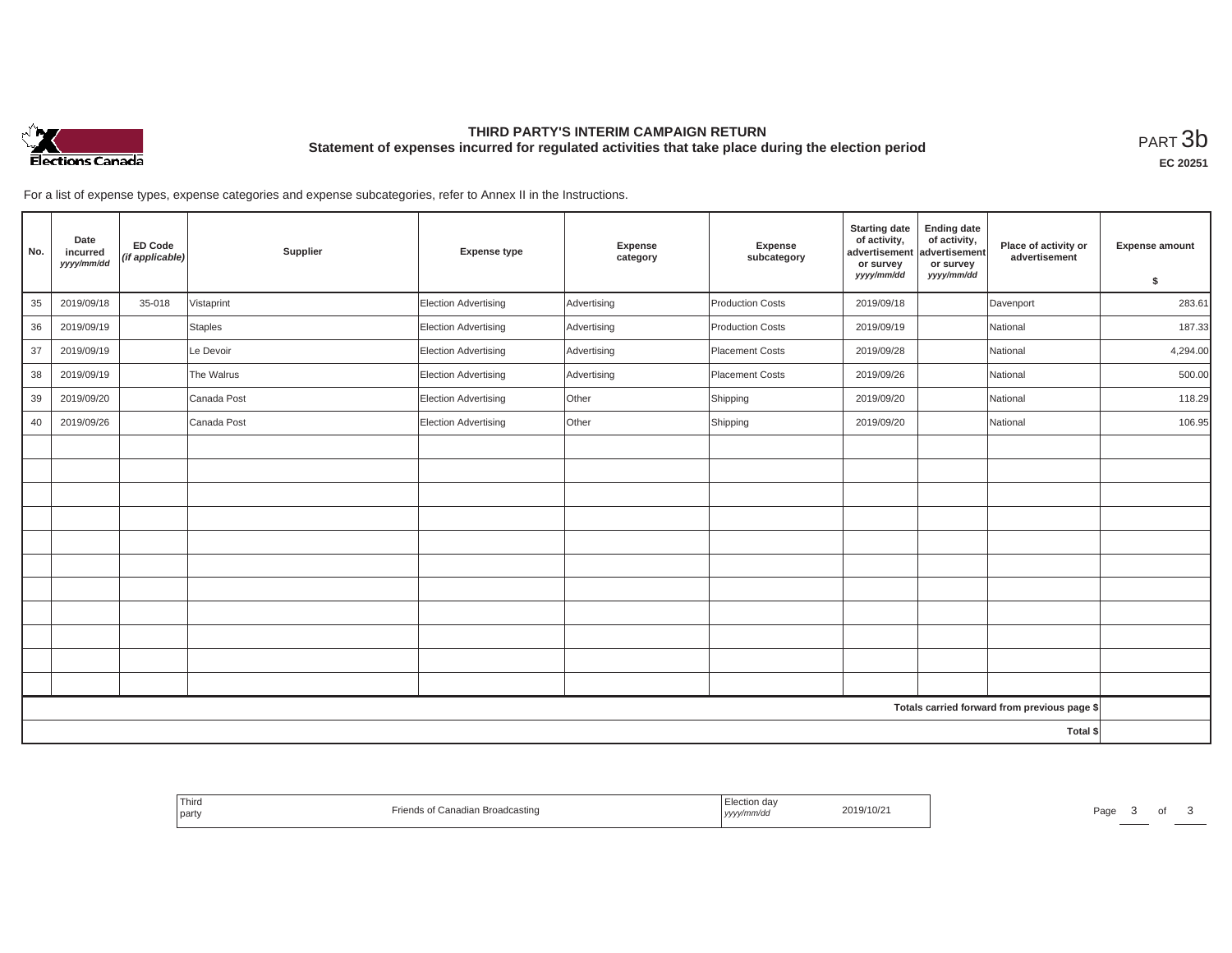# THIRD PARTY'S INTERIM CAMPAIGN RETURN

## Statement of expenses incurred for regulated activities that take place during the election period

PART 3b

EC 20251

For a list of expense types, expense categories and expense subcategories, refer to Annex II in the Instructions.

| No. | Date incurred *yyyy/mm/dd* | ED Code *(if applicable)* | Supplier | Expense type | Expense category | Expense subcategory | Starting date of activity, advertisement or survey *yyyy/mm/dd* | Ending date of activity, advertisement or survey *yyyy/mm/dd* | Place of activity or advertisement | Expense amount $ |
|---|---|---|---|---|---|---|---|---|---|---|
| 35 | 2019/09/18 | 35-018 | Vistaprint | Election Advertising | Advertising | Production Costs | 2019/09/18 | | Davenport | 283.61 |
| 36 | 2019/09/19 | | Staples | Election Advertising | Advertising | Production Costs | 2019/09/19 | | National | 187.33 |
| 37 | 2019/09/19 | | Le Devoir | Election Advertising | Advertising | Placement Costs | 2019/09/28 | | National | 4,294.00 |
| 38 | 2019/09/19 | | The Walrus | Election Advertising | Advertising | Placement Costs | 2019/09/26 | | National | 500.00 |
| 39 | 2019/09/20 | | Canada Post | Election Advertising | Other | Shipping | 2019/09/20 | | National | 118.29 |
| 40 | 2019/09/26 | | Canada Post | Election Advertising | Other | Shipping | 2019/09/20 | | National | 106.95 |
| | | | | | | | | | | |
| | | | | | | | | | | |
| | | | | | | | | | | |
| | | | | | | | | | | |
| | | | | | | | | | | |
| | | | | | | | | | | |
| | | | | | | | | | | |
| | | | | | | | | | | |
| | | | | | | | | | | |
| | | | | | | | | | | |
| | | | | | | | | | | |
| | | | | | | | | | Totals carried forward from previous page $ | |
| | | | | | | | | | Total $ | |

| Third party | Friends of Canadian Broadcasting | Election day *yyyy/mm/dd* | 2019/10/21 |
|---|---|---|---|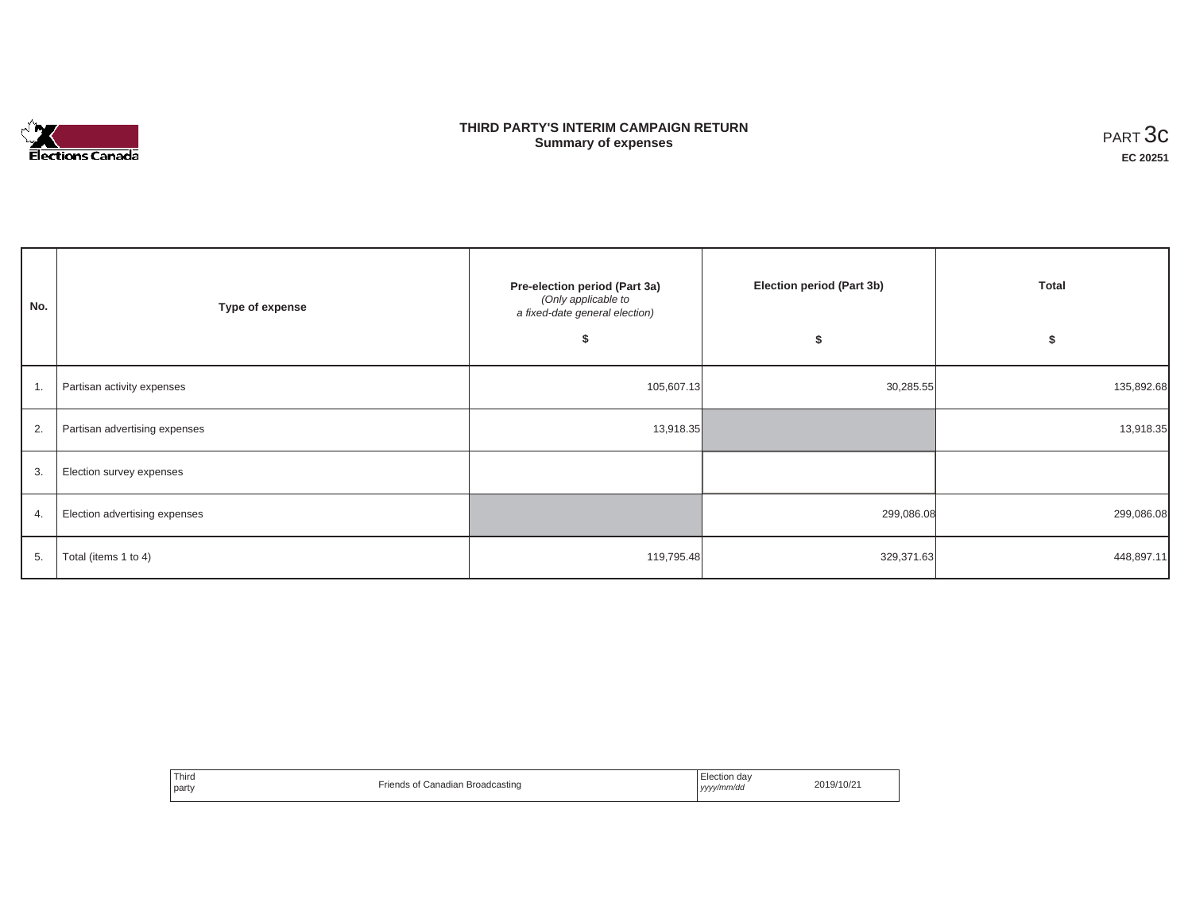Elections Canada

# THIRD PARTY'S INTERIM CAMPAIGN RETURN
## Summary of expenses

PART 3c
**EC 20251**

| No. | Type of expense | Pre-election period (Part 3a) *(Only applicable to a fixed-date general election)* $ | Election period (Part 3b) $ | Total $ |
|---|---|---|---|---|
| 1. | Partisan activity expenses | 105,607.13 | 30,285.55 | 135,892.68 |
| 2. | Partisan advertising expenses | 13,918.35 | | 13,918.35 |
| 3. | Election survey expenses | | | |
| 4. | Election advertising expenses | | 299,086.08 | 299,086.08 |
| 5. | Total (items 1 to 4) | 119,795.48 | 329,371.63 | 448,897.11 |

| Third party | Friends of Canadian Broadcasting | Election day *yyyy/mm/dd* | 2019/10/21 |
|---|---|---|---|